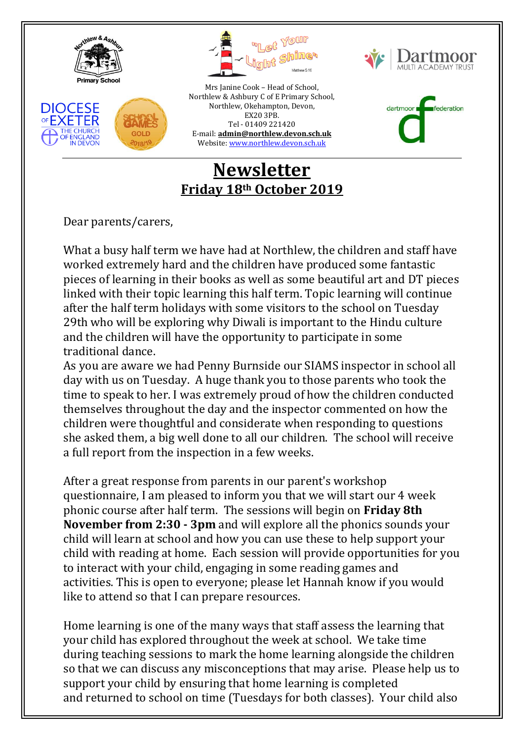Northlew & Ashbury Primary School

"Let Your Light Shine" Matthew 5:16

Dartmoor MULTI ACADEMY TRUST

DIOCESE OF EXETER THE CHURCH OF ENGLAND IN DEVON

SCHOOL GAMES GOLD 2018/19

dartmoor federation

Mrs Janine Cook – Head of School,
Northlew & Ashbury C of E Primary School,
Northlew, Okehampton, Devon,
EX20 3PB.
Tel - 01409 221420
E-mail: **admin@northlew.devon.sch.uk**
Website: www.northlew.devon.sch.uk

# Newsletter

## Friday 18th October 2019

Dear parents/carers,

What a busy half term we have had at Northlew, the children and staff have worked extremely hard and the children have produced some fantastic pieces of learning in their books as well as some beautiful art and DT pieces linked with their topic learning this half term. Topic learning will continue after the half term holidays with some visitors to the school on Tuesday 29th who will be exploring why Diwali is important to the Hindu culture and the children will have the opportunity to participate in some traditional dance.

As you are aware we had Penny Burnside our SIAMS inspector in school all day with us on Tuesday. A huge thank you to those parents who took the time to speak to her. I was extremely proud of how the children conducted themselves throughout the day and the inspector commented on how the children were thoughtful and considerate when responding to questions she asked them, a big well done to all our children. The school will receive a full report from the inspection in a few weeks.

After a great response from parents in our parent's workshop questionnaire, I am pleased to inform you that we will start our 4 week phonic course after half term. The sessions will begin on **Friday 8th November from 2:30 - 3pm** and will explore all the phonics sounds your child will learn at school and how you can use these to help support your child with reading at home. Each session will provide opportunities for you to interact with your child, engaging in some reading games and activities. This is open to everyone; please let Hannah know if you would like to attend so that I can prepare resources.

Home learning is one of the many ways that staff assess the learning that your child has explored throughout the week at school. We take time during teaching sessions to mark the home learning alongside the children so that we can discuss any misconceptions that may arise. Please help us to support your child by ensuring that home learning is completed and returned to school on time (Tuesdays for both classes). Your child also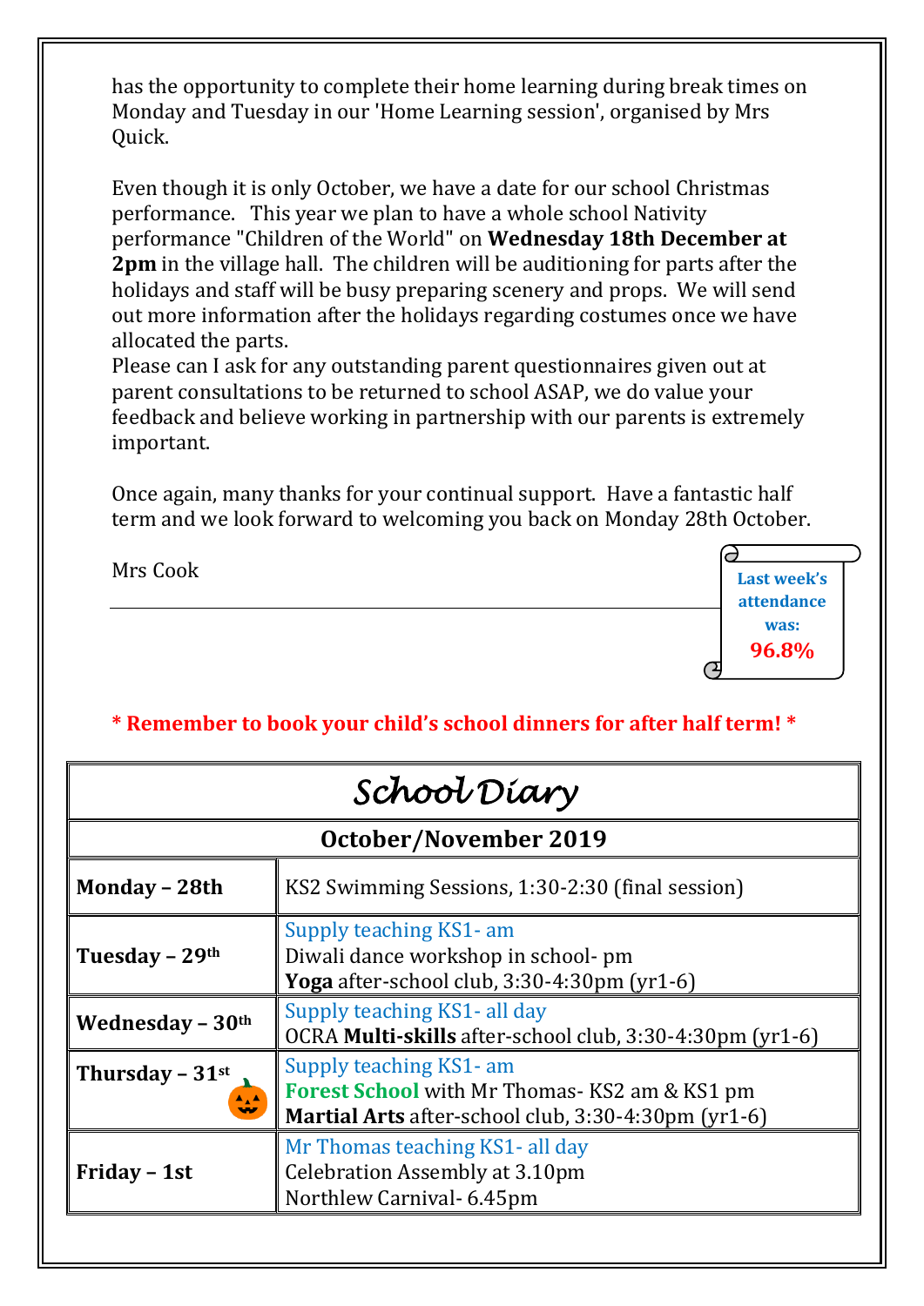has the opportunity to complete their home learning during break times on Monday and Tuesday in our 'Home Learning session', organised by Mrs Quick.

Even though it is only October, we have a date for our school Christmas performance. This year we plan to have a whole school Nativity performance "Children of the World" on **Wednesday 18th December at 2pm** in the village hall. The children will be auditioning for parts after the holidays and staff will be busy preparing scenery and props. We will send out more information after the holidays regarding costumes once we have allocated the parts.

Please can I ask for any outstanding parent questionnaires given out at parent consultations to be returned to school ASAP, we do value your feedback and believe working in partnership with our parents is extremely important.

Once again, many thanks for your continual support. Have a fantastic half term and we look forward to welcoming you back on Monday 28th October.

Mrs Cook

**Last week's attendance was: 96.8%**

**\* Remember to book your child's school dinners for after half term! \***

# *School Diary*

## October/November 2019

| | |
|---|---|
| **Monday – 28th** | KS2 Swimming Sessions, 1:30-2:30 (final session) |
| **Tuesday – 29th** | Supply teaching KS1- am<br>Diwali dance workshop in school- pm<br>**Yoga** after-school club, 3:30-4:30pm (yr1-6) |
| **Wednesday – 30th** | Supply teaching KS1- all day<br>OCRA **Multi-skills** after-school club, 3:30-4:30pm (yr1-6) |
| **Thursday – 31st** | Supply teaching KS1- am<br>**Forest School** with Mr Thomas- KS2 am & KS1 pm<br>**Martial Arts** after-school club, 3:30-4:30pm (yr1-6) |
| **Friday – 1st** | Mr Thomas teaching KS1- all day<br>Celebration Assembly at 3.10pm<br>Northlew Carnival- 6.45pm |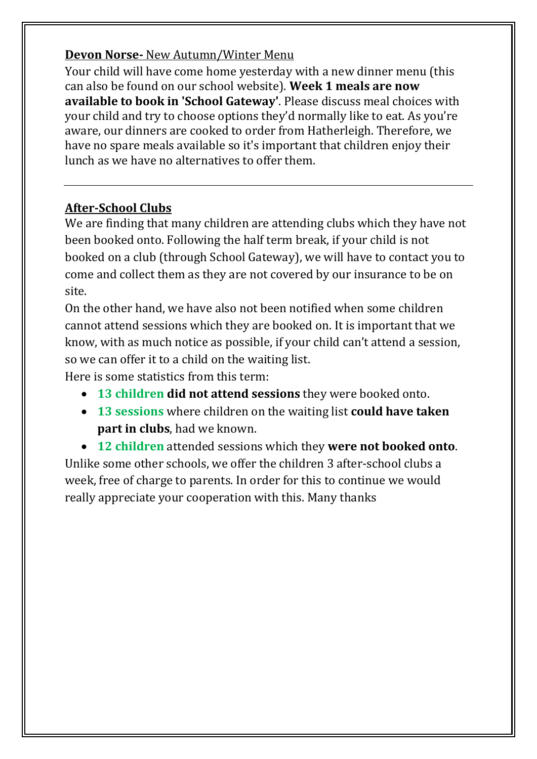**Devon Norse-** New Autumn/Winter Menu

Your child will have come home yesterday with a new dinner menu (this can also be found on our school website). **Week 1 meals are now available to book in 'School Gateway'**. Please discuss meal choices with your child and try to choose options they'd normally like to eat. As you're aware, our dinners are cooked to order from Hatherleigh. Therefore, we have no spare meals available so it's important that children enjoy their lunch as we have no alternatives to offer them.

---

**After-School Clubs**

We are finding that many children are attending clubs which they have not been booked onto. Following the half term break, if your child is not booked on a club (through School Gateway), we will have to contact you to come and collect them as they are not covered by our insurance to be on site.

On the other hand, we have also not been notified when some children cannot attend sessions which they are booked on. It is important that we know, with as much notice as possible, if your child can't attend a session, so we can offer it to a child on the waiting list.

Here is some statistics from this term:

- **13 children did not attend sessions** they were booked onto.
- **13 sessions** where children on the waiting list **could have taken part in clubs**, had we known.
- **12 children** attended sessions which they **were not booked onto**.

Unlike some other schools, we offer the children 3 after-school clubs a week, free of charge to parents. In order for this to continue we would really appreciate your cooperation with this. Many thanks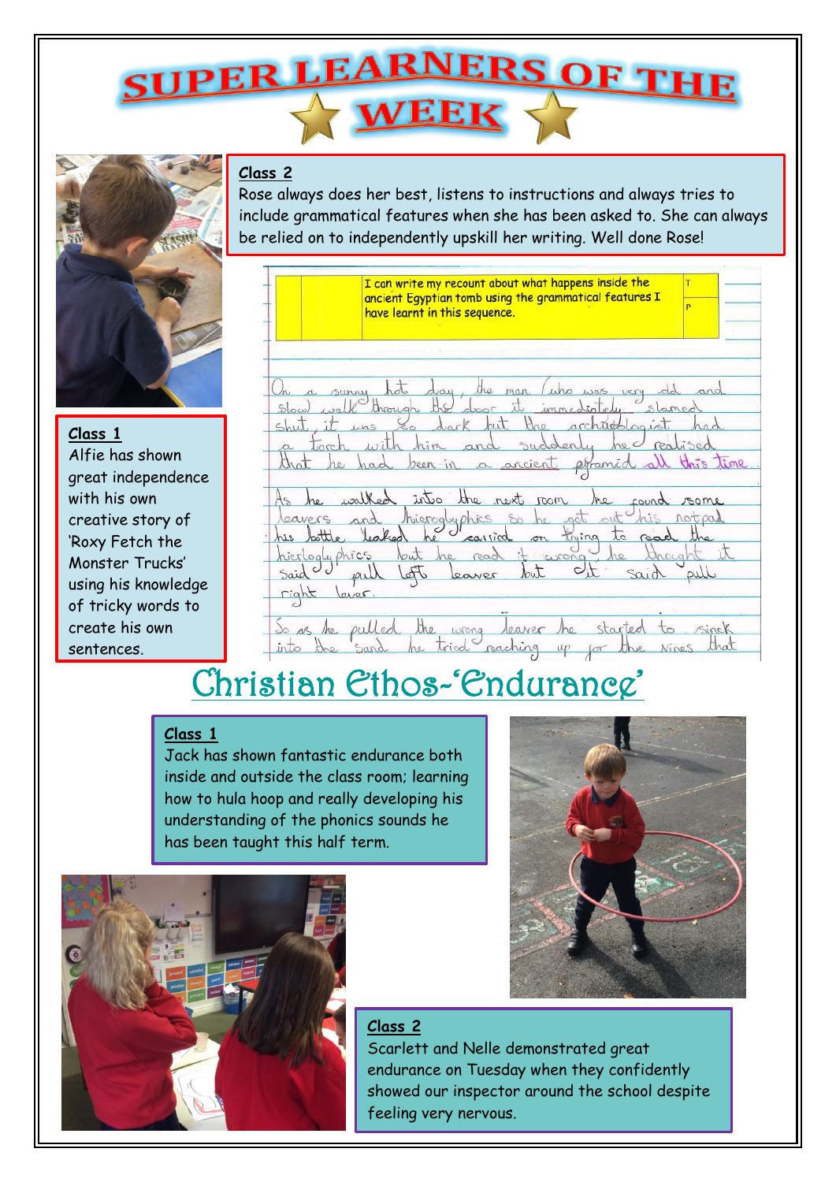# SUPER LEARNERS OF THE WEEK

**Class 2**

Rose always does her best, listens to instructions and always tries to include grammatical features when she has been asked to. She can always be relied on to independently upskill her writing. Well done Rose!

I can write my recount about what happens inside the ancient Egyptian tomb using the grammatical features I have learnt in this sequence.

On a sunny hot day, the man (who was very old and slow) walk through the door it immediately slamed shut, it was so dark but the archaeologist had a torch with him and suddenly he realised that he had been in a ancient pyramid all this time.

As he walked into the next room he found some leavers and hieroglyphics so he got out his notpad his bottle leaked he carried on trying to read the hierloglyphics but he read it wrong he thought it said pull left leaver but it said pull right lever.

So as he pulled the wrong leaver he started to sink into the sand he tried reaching up for the vines that

**Class 1**

Alfie has shown great independence with his own creative story of 'Roxy Fetch the Monster Trucks' using his knowledge of tricky words to create his own sentences.

## Christian Ethos-'Endurance'

**Class 1**

Jack has shown fantastic endurance both inside and outside the class room; learning how to hula hoop and really developing his understanding of the phonics sounds he has been taught this half term.

**Class 2**

Scarlett and Nelle demonstrated great endurance on Tuesday when they confidently showed our inspector around the school despite feeling very nervous.